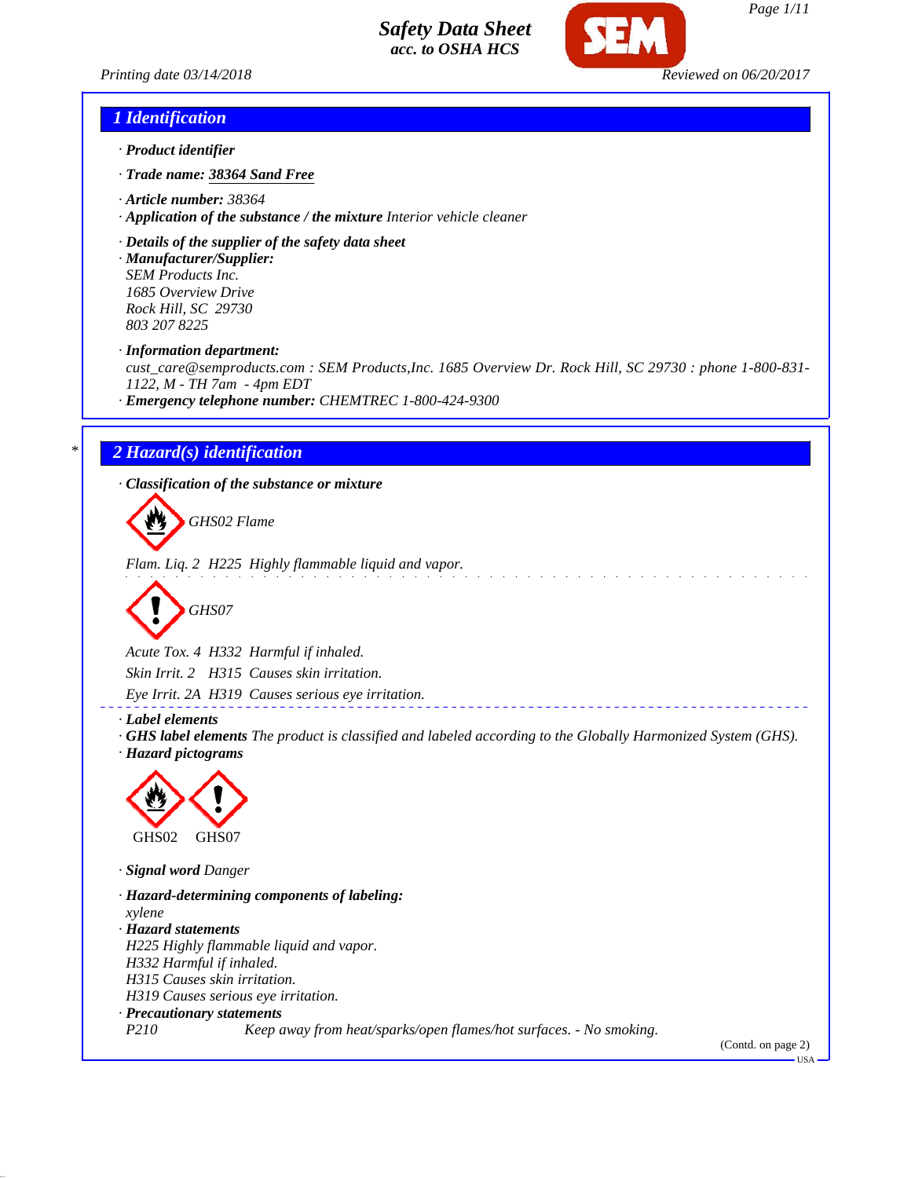# Safety Data Sheet
**acc. to OSHA HCS**

Printing date 03/14/2018 Reviewed on 06/20/2017

## 1 Identification

· **Product identifier**

· **Trade name: 38364 Sand Free**

· **Article number:** 38364
· **Application of the substance / the mixture** Interior vehicle cleaner

· **Details of the supplier of the safety data sheet**
· **Manufacturer/Supplier:**
SEM Products Inc.
1685 Overview Drive
Rock Hill, SC 29730
803 207 8225

· **Information department:**
cust_care@semproducts.com : SEM Products,Inc. 1685 Overview Dr. Rock Hill, SC 29730 : phone 1-800-831-1122, M - TH 7am - 4pm EDT
· **Emergency telephone number:** CHEMTREC 1-800-424-9300

## 2 Hazard(s) identification

· **Classification of the substance or mixture**

GHS02 Flame

Flam. Liq. 2 H225 Highly flammable liquid and vapor.

GHS07

Acute Tox. 4 H332 Harmful if inhaled.
Skin Irrit. 2 H315 Causes skin irritation.
Eye Irrit. 2A H319 Causes serious eye irritation.

· **Label elements**
· **GHS label elements** The product is classified and labeled according to the Globally Harmonized System (GHS).
· **Hazard pictograms**

GHS02 GHS07

· **Signal word** Danger

· **Hazard-determining components of labeling:**
xylene
· **Hazard statements**
H225 Highly flammable liquid and vapor.
H332 Harmful if inhaled.
H315 Causes skin irritation.
H319 Causes serious eye irritation.
· **Precautionary statements**
P210 Keep away from heat/sparks/open flames/hot surfaces. - No smoking.

(Contd. on page 2)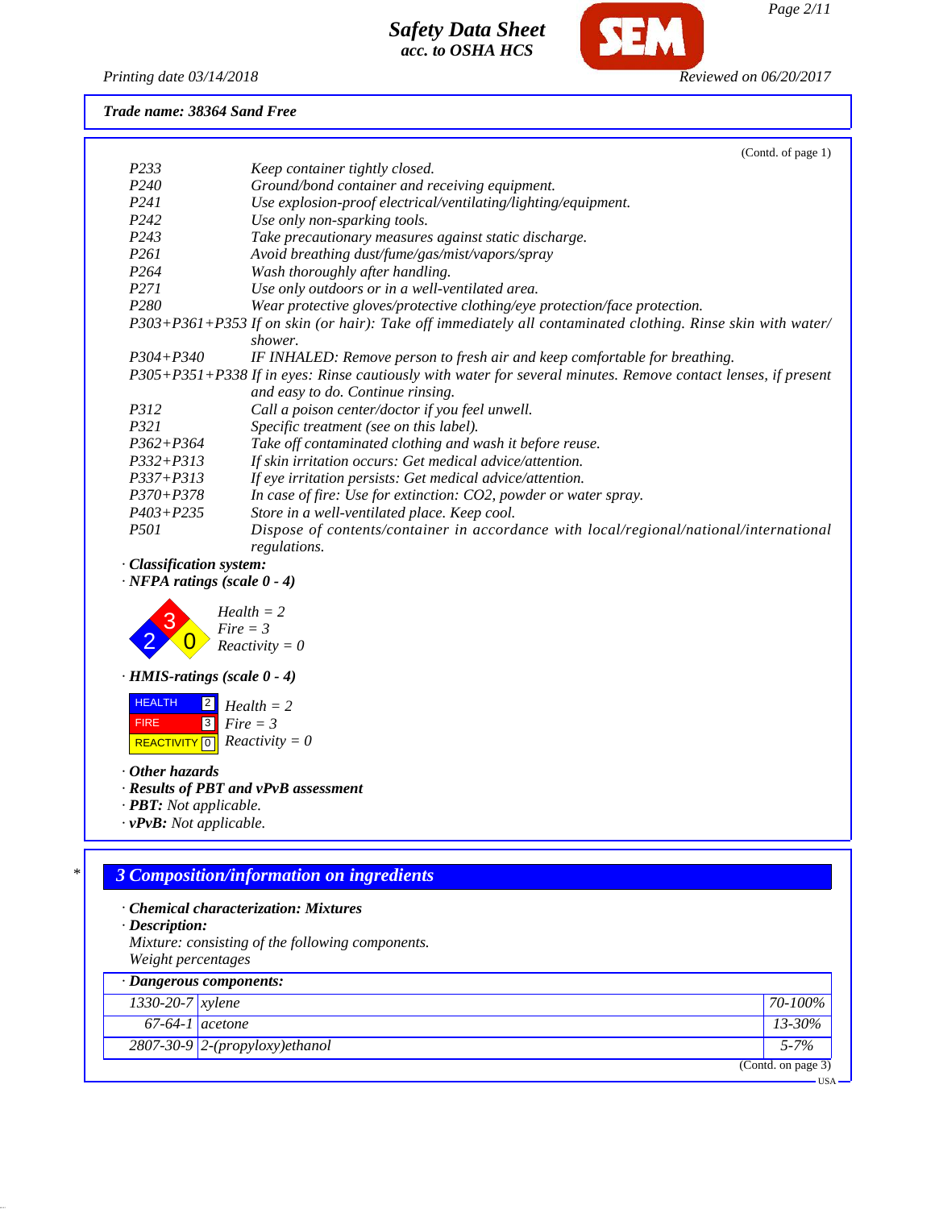**Trade name: 38364 Sand Free**

(Contd. of page 1)

| | |
|---|---|
| P233 | Keep container tightly closed. |
| P240 | Ground/bond container and receiving equipment. |
| P241 | Use explosion-proof electrical/ventilating/lighting/equipment. |
| P242 | Use only non-sparking tools. |
| P243 | Take precautionary measures against static discharge. |
| P261 | Avoid breathing dust/fume/gas/mist/vapors/spray |
| P264 | Wash thoroughly after handling. |
| P271 | Use only outdoors or in a well-ventilated area. |
| P280 | Wear protective gloves/protective clothing/eye protection/face protection. |
| P303+P361+P353 | If on skin (or hair): Take off immediately all contaminated clothing. Rinse skin with water/shower. |
| P304+P340 | IF INHALED: Remove person to fresh air and keep comfortable for breathing. |
| P305+P351+P338 | If in eyes: Rinse cautiously with water for several minutes. Remove contact lenses, if present and easy to do. Continue rinsing. |
| P312 | Call a poison center/doctor if you feel unwell. |
| P321 | Specific treatment (see on this label). |
| P362+P364 | Take off contaminated clothing and wash it before reuse. |
| P332+P313 | If skin irritation occurs: Get medical advice/attention. |
| P337+P313 | If eye irritation persists: Get medical advice/attention. |
| P370+P378 | In case of fire: Use for extinction: $CO_2$, powder or water spray. |
| P403+P235 | Store in a well-ventilated place. Keep cool. |
| P501 | Dispose of contents/container in accordance with local/regional/national/international regulations. |

· **Classification system:**

· **NFPA ratings (scale 0 - 4)**

Health = 2
Fire = 3
Reactivity = 0

· **HMIS-ratings (scale 0 - 4)**

| | | |
|---|---|---|
| HEALTH | 2 | Health = 2 |
| FIRE | 3 | Fire = 3 |
| REACTIVITY | 0 | Reactivity = 0 |

· **Other hazards**
· **Results of PBT and vPvB assessment**
· **PBT:** Not applicable.
· **vPvB:** Not applicable.

## 3 Composition/information on ingredients

· **Chemical characterization: Mixtures**
· **Description:**
Mixture: consisting of the following components.
Weight percentages

· **Dangerous components:**

| CAS | Component | Weight % |
|---|---|---|
| 1330-20-7 | xylene | 70-100% |
| 67-64-1 | acetone | 13-30% |
| 2807-30-9 | 2-(propyloxy)ethanol | 5-7% |

(Contd. on page 3)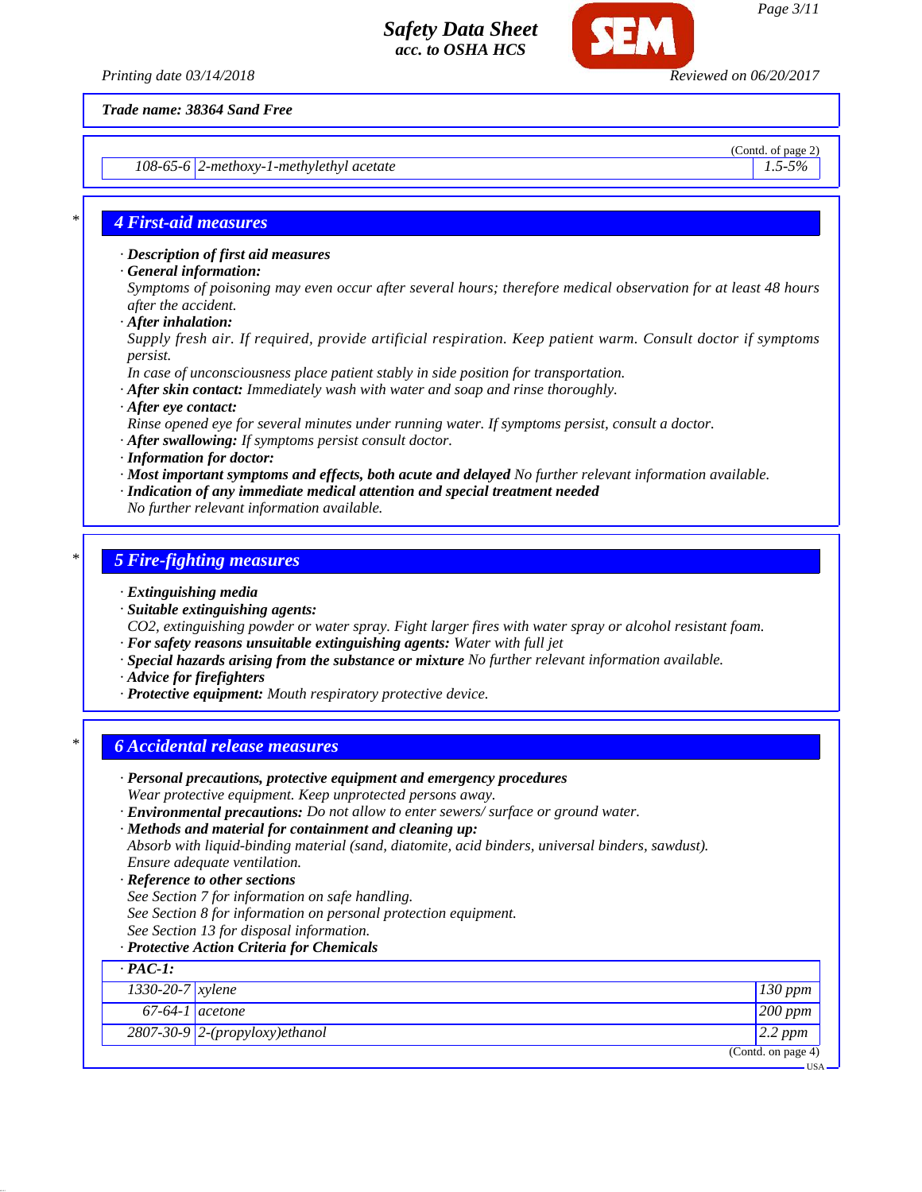**Trade name: 38364 Sand Free**

(Contd. of page 2)

| | | |
|---|---|---|
| 108-65-6 | 2-methoxy-1-methylethyl acetate | 1.5-5% |

## 4 First-aid measures

· **Description of first aid measures**
· **General information:**
Symptoms of poisoning may even occur after several hours; therefore medical observation for at least 48 hours after the accident.
· **After inhalation:**
Supply fresh air. If required, provide artificial respiration. Keep patient warm. Consult doctor if symptoms persist.
In case of unconsciousness place patient stably in side position for transportation.
· **After skin contact:** Immediately wash with water and soap and rinse thoroughly.
· **After eye contact:**
Rinse opened eye for several minutes under running water. If symptoms persist, consult a doctor.
· **After swallowing:** If symptoms persist consult doctor.
· **Information for doctor:**
· **Most important symptoms and effects, both acute and delayed** No further relevant information available.
· **Indication of any immediate medical attention and special treatment needed**
No further relevant information available.

## 5 Fire-fighting measures

· **Extinguishing media**
· **Suitable extinguishing agents:**
$CO_2$, extinguishing powder or water spray. Fight larger fires with water spray or alcohol resistant foam.
· **For safety reasons unsuitable extinguishing agents:** Water with full jet
· **Special hazards arising from the substance or mixture** No further relevant information available.
· **Advice for firefighters**
· **Protective equipment:** Mouth respiratory protective device.

## 6 Accidental release measures

· **Personal precautions, protective equipment and emergency procedures**
Wear protective equipment. Keep unprotected persons away.
· **Environmental precautions:** Do not allow to enter sewers/ surface or ground water.
· **Methods and material for containment and cleaning up:**
Absorb with liquid-binding material (sand, diatomite, acid binders, universal binders, sawdust).
Ensure adequate ventilation.
· **Reference to other sections**
See Section 7 for information on safe handling.
See Section 8 for information on personal protection equipment.
See Section 13 for disposal information.
· **Protective Action Criteria for Chemicals**

| · **PAC-1:** | | |
|---|---|---|
| 1330-20-7 | xylene | 130 ppm |
| 67-64-1 | acetone | 200 ppm |
| 2807-30-9 | 2-(propyloxy)ethanol | 2.2 ppm |

(Contd. on page 4)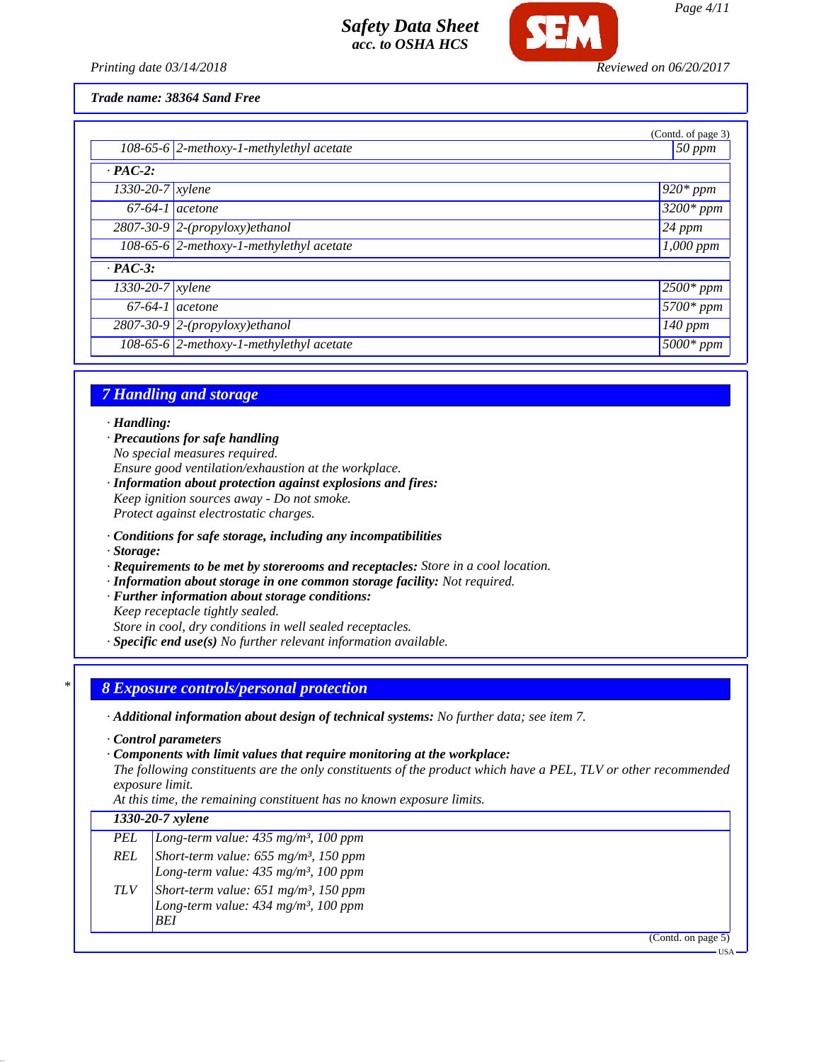*Trade name: 38364 Sand Free*

(Contd. of page 3)

| | | |
|---|---|---|
| 108-65-6 | 2-methoxy-1-methylethyl acetate | 50 ppm |
| **· PAC-2:** | | |
| 1330-20-7 | xylene | 920* ppm |
| 67-64-1 | acetone | 3200* ppm |
| 2807-30-9 | 2-(propyloxy)ethanol | 24 ppm |
| 108-65-6 | 2-methoxy-1-methylethyl acetate | 1,000 ppm |
| **· PAC-3:** | | |
| 1330-20-7 | xylene | 2500* ppm |
| 67-64-1 | acetone | 5700* ppm |
| 2807-30-9 | 2-(propyloxy)ethanol | 140 ppm |
| 108-65-6 | 2-methoxy-1-methylethyl acetate | 5000* ppm |

## 7 Handling and storage

- ***Handling:***
- ***Precautions for safe handling***
  No special measures required.
  Ensure good ventilation/exhaustion at the workplace.
- ***Information about protection against explosions and fires:***
  Keep ignition sources away - Do not smoke.
  Protect against electrostatic charges.
- ***Conditions for safe storage, including any incompatibilities***
- ***Storage:***
- ***Requirements to be met by storerooms and receptacles:*** Store in a cool location.
- ***Information about storage in one common storage facility:*** Not required.
- ***Further information about storage conditions:***
  Keep receptacle tightly sealed.
  Store in cool, dry conditions in well sealed receptacles.
- ***Specific end use(s)*** No further relevant information available.

## 8 Exposure controls/personal protection

- ***Additional information about design of technical systems:*** No further data; see item 7.
- ***Control parameters***
- ***Components with limit values that require monitoring at the workplace:***
  The following constituents are the only constituents of the product which have a PEL, TLV or other recommended exposure limit.
  At this time, the remaining constituent has no known exposure limits.

| **1330-20-7 xylene** | |
|---|---|
| PEL | Long-term value: 435 mg/m³, 100 ppm |
| REL | Short-term value: 655 mg/m³, 150 ppm<br>Long-term value: 435 mg/m³, 100 ppm |
| TLV | Short-term value: 651 mg/m³, 150 ppm<br>Long-term value: 434 mg/m³, 100 ppm<br>BEI |

(Contd. on page 5)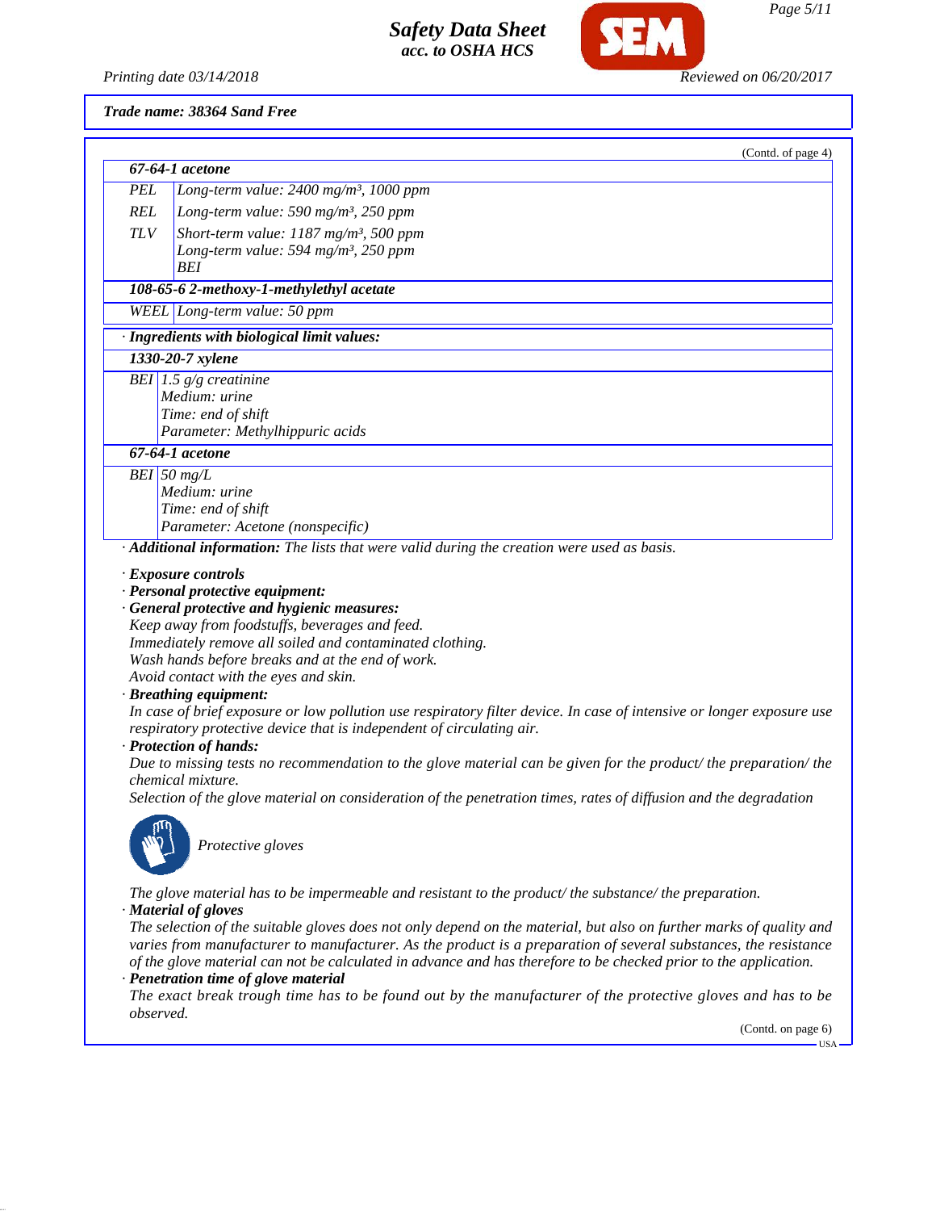*Trade name: 38364 Sand Free*

(Contd. of page 4)

| **67-64-1 acetone** | |
|---|---|
| PEL | Long-term value: 2400 mg/m³, 1000 ppm |
| REL | Long-term value: 590 mg/m³, 250 ppm |
| TLV | Short-term value: 1187 mg/m³, 500 ppm<br>Long-term value: 594 mg/m³, 250 ppm<br>BEI |
| **108-65-6 2-methoxy-1-methylethyl acetate** | |
| WEEL | Long-term value: 50 ppm |

· **Ingredients with biological limit values:**

| **1330-20-7 xylene** | |
|---|---|
| BEI | 1.5 g/g creatinine<br>Medium: urine<br>Time: end of shift<br>Parameter: Methylhippuric acids |
| **67-64-1 acetone** | |
| BEI | 50 mg/L<br>Medium: urine<br>Time: end of shift<br>Parameter: Acetone (nonspecific) |

· **Additional information:** The lists that were valid during the creation were used as basis.

· **Exposure controls**
· **Personal protective equipment:**
· **General protective and hygienic measures:**
Keep away from foodstuffs, beverages and feed.
Immediately remove all soiled and contaminated clothing.
Wash hands before breaks and at the end of work.
Avoid contact with the eyes and skin.
· **Breathing equipment:**
In case of brief exposure or low pollution use respiratory filter device. In case of intensive or longer exposure use respiratory protective device that is independent of circulating air.
· **Protection of hands:**
Due to missing tests no recommendation to the glove material can be given for the product/ the preparation/ the chemical mixture.
Selection of the glove material on consideration of the penetration times, rates of diffusion and the degradation

Protective gloves

The glove material has to be impermeable and resistant to the product/ the substance/ the preparation.
· **Material of gloves**
The selection of the suitable gloves does not only depend on the material, but also on further marks of quality and varies from manufacturer to manufacturer. As the product is a preparation of several substances, the resistance of the glove material can not be calculated in advance and has therefore to be checked prior to the application.
· **Penetration time of glove material**
The exact break trough time has to be found out by the manufacturer of the protective gloves and has to be observed.

(Contd. on page 6)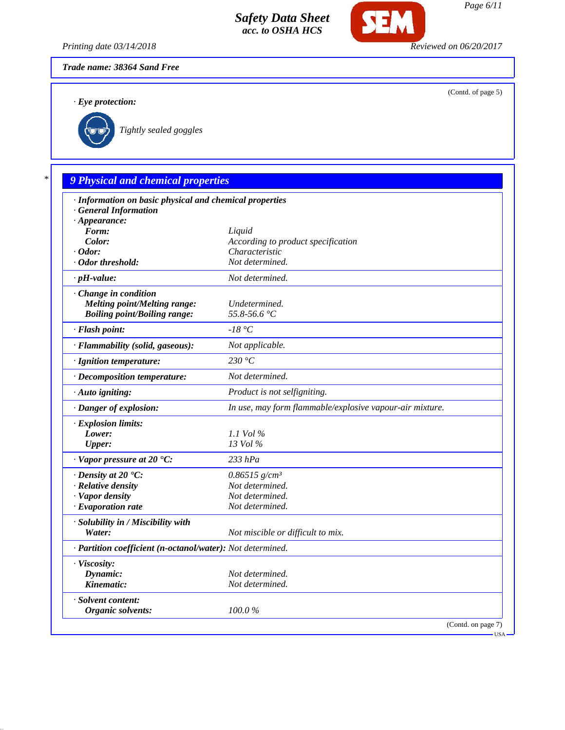**Safety Data Sheet**
**acc. to OSHA HCS**

Printing date 03/14/2018 — Reviewed on 06/20/2017

**Trade name: 38364 Sand Free**

(Contd. of page 5)

· **Eye protection:**

Tightly sealed goggles

## 9 Physical and chemical properties

| Property | Value |
|---|---|
| · **Information on basic physical and chemical properties** | |
| · **General Information** | |
| · **Appearance:** | |
| **Form:** | Liquid |
| **Color:** | According to product specification |
| · **Odor:** | Characteristic |
| · **Odor threshold:** | Not determined. |
| · **pH-value:** | Not determined. |
| · **Change in condition** | |
| **Melting point/Melting range:** | Undetermined. |
| **Boiling point/Boiling range:** | 55.8-56.6 °C |
| · **Flash point:** | -18 °C |
| · **Flammability (solid, gaseous):** | Not applicable. |
| · **Ignition temperature:** | 230 °C |
| · **Decomposition temperature:** | Not determined. |
| · **Auto igniting:** | Product is not selfigniting. |
| · **Danger of explosion:** | In use, may form flammable/explosive vapour-air mixture. |
| · **Explosion limits:** | |
| **Lower:** | 1.1 Vol % |
| **Upper:** | 13 Vol % |
| · **Vapor pressure at 20 °C:** | 233 hPa |
| · **Density at 20 °C:** | 0.86515 g/cm³ |
| · **Relative density** | Not determined. |
| · **Vapor density** | Not determined. |
| · **Evaporation rate** | Not determined. |
| · **Solubility in / Miscibility with** | |
| **Water:** | Not miscible or difficult to mix. |
| · **Partition coefficient (n-octanol/water):** | Not determined. |
| · **Viscosity:** | |
| **Dynamic:** | Not determined. |
| **Kinematic:** | Not determined. |
| · **Solvent content:** | |
| **Organic solvents:** | 100.0 % |

(Contd. on page 7)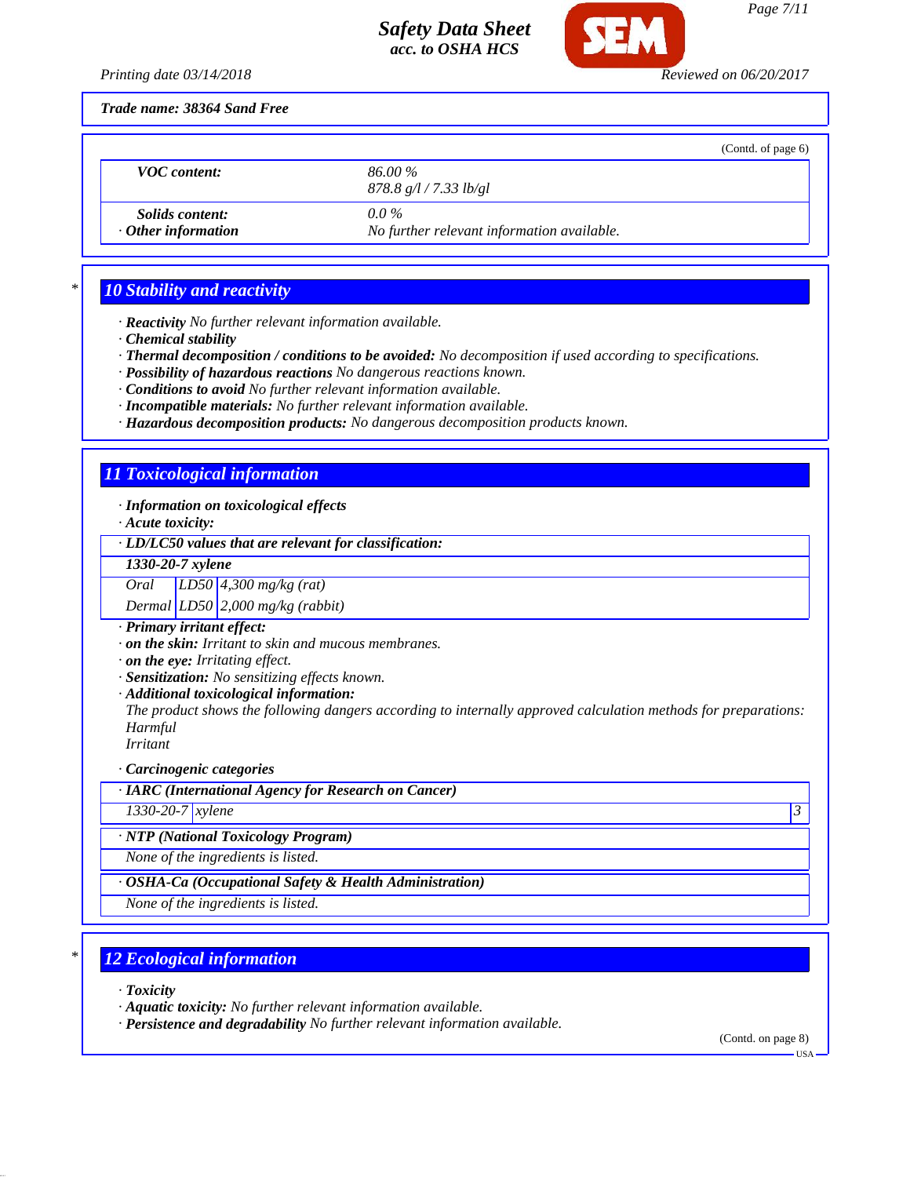Trade name: 38364 Sand Free

(Contd. of page 6)

| | |
|---|---|
| **VOC content:** | 86.00 %<br>878.8 g/l / 7.33 lb/gl |
| **Solids content:** | 0.0 % |
| **· Other information** | No further relevant information available. |

## 10 Stability and reactivity

· **Reactivity** No further relevant information available.
· **Chemical stability**
· **Thermal decomposition / conditions to be avoided:** No decomposition if used according to specifications.
· **Possibility of hazardous reactions** No dangerous reactions known.
· **Conditions to avoid** No further relevant information available.
· **Incompatible materials:** No further relevant information available.
· **Hazardous decomposition products:** No dangerous decomposition products known.

## 11 Toxicological information

· **Information on toxicological effects**
· **Acute toxicity:**

| · LD/LC50 values that are relevant for classification: | | |
|---|---|---|
| **1330-20-7 xylene** | | |
| Oral | LD50 | 4,300 mg/kg (rat) |
| Dermal | LD50 | 2,000 mg/kg (rabbit) |

· **Primary irritant effect:**
· **on the skin:** Irritant to skin and mucous membranes.
· **on the eye:** Irritating effect.
· **Sensitization:** No sensitizing effects known.
· **Additional toxicological information:**
The product shows the following dangers according to internally approved calculation methods for preparations:
Harmful
Irritant

· **Carcinogenic categories**

| · IARC (International Agency for Research on Cancer) | | |
|---|---|---|
| 1330-20-7 | xylene | 3 |

| · NTP (National Toxicology Program) |
|---|
| None of the ingredients is listed. |

| · OSHA-Ca (Occupational Safety & Health Administration) |
|---|
| None of the ingredients is listed. |

## 12 Ecological information

· **Toxicity**
· **Aquatic toxicity:** No further relevant information available.
· **Persistence and degradability** No further relevant information available.

(Contd. on page 8)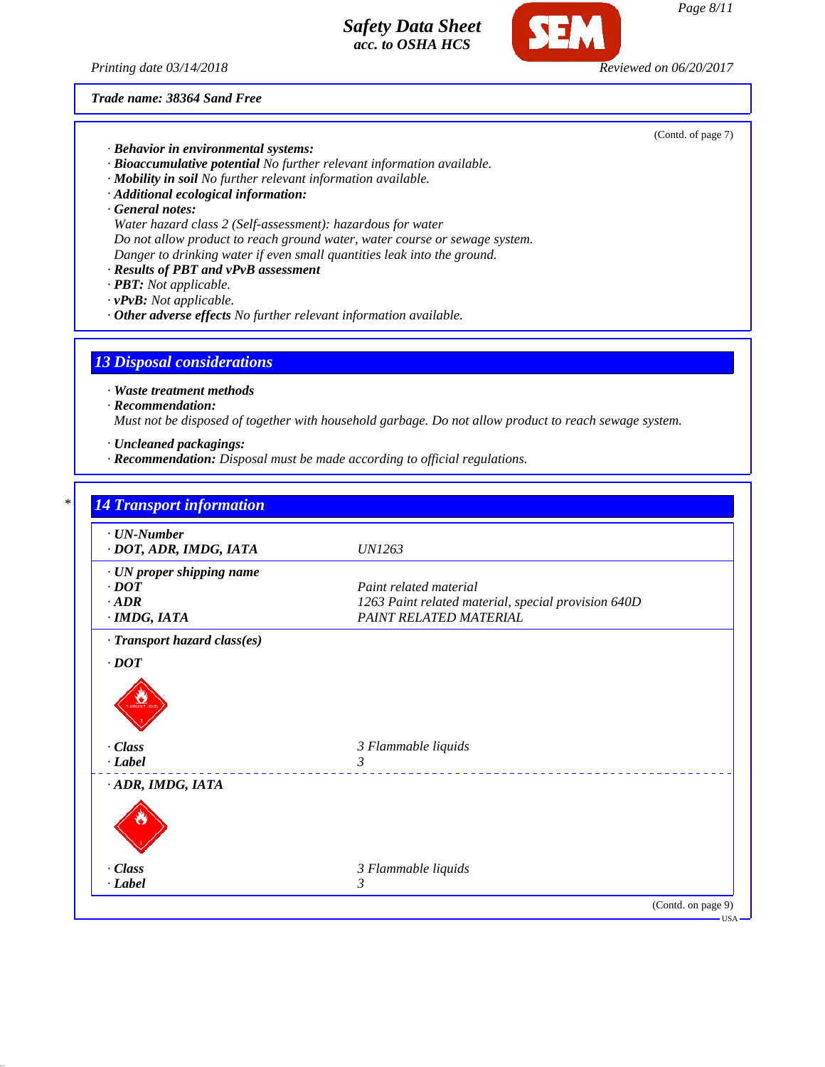Trade name: 38364 Sand Free

(Contd. of page 7)

· **Behavior in environmental systems:**
· **Bioaccumulative potential** No further relevant information available.
· **Mobility in soil** No further relevant information available.
· **Additional ecological information:**
· **General notes:**
Water hazard class 2 (Self-assessment): hazardous for water
Do not allow product to reach ground water, water course or sewage system.
Danger to drinking water if even small quantities leak into the ground.
· **Results of PBT and vPvB assessment**
· **PBT:** Not applicable.
· **vPvB:** Not applicable.
· **Other adverse effects** No further relevant information available.

## 13 Disposal considerations

· **Waste treatment methods**
· **Recommendation:**
Must not be disposed of together with household garbage. Do not allow product to reach sewage system.

· **Uncleaned packagings:**
· **Recommendation:** Disposal must be made according to official regulations.

## 14 Transport information

| | |
|---|---|
| · **UN-Number** | |
| · **DOT, ADR, IMDG, IATA** | UN1263 |
| · **UN proper shipping name** | |
| · **DOT** | Paint related material |
| · **ADR** | 1263 Paint related material, special provision 640D |
| · **IMDG, IATA** | PAINT RELATED MATERIAL |
| · **Transport hazard class(es)** | |
| · **DOT** | |
| · **Class** | 3 Flammable liquids |
| · **Label** | 3 |
| · **ADR, IMDG, IATA** | |
| · **Class** | 3 Flammable liquids |
| · **Label** | 3 |

(Contd. on page 9)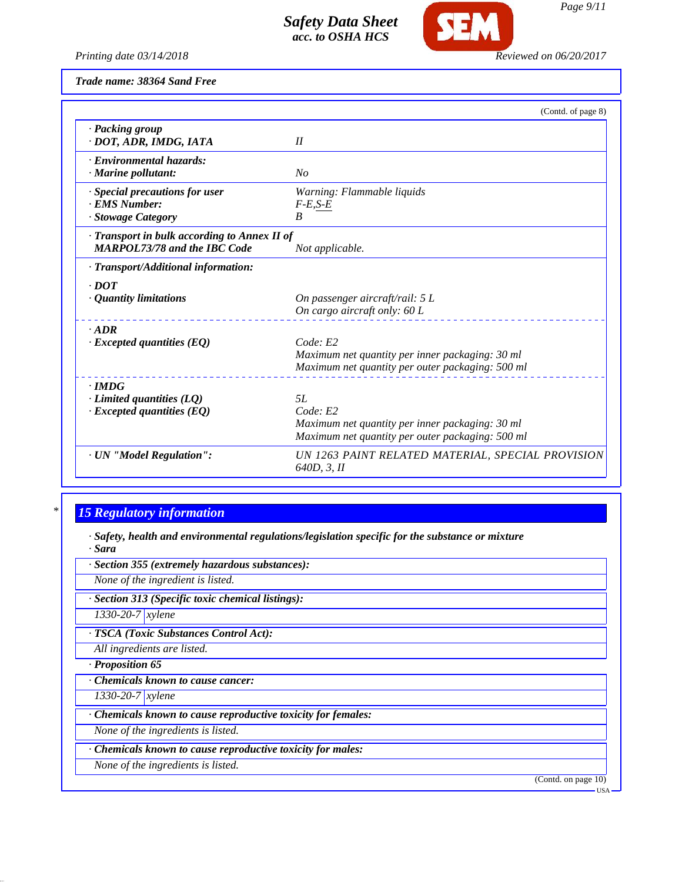Trade name: 38364 Sand Free

(Contd. of page 8)

| | |
|---|---|
| · **Packing group** · **DOT, ADR, IMDG, IATA** | II |
| · **Environmental hazards:** · **Marine pollutant:** | No |
| · **Special precautions for user** | Warning: Flammable liquids |
| · **EMS Number:** | F-E,S-E |
| · **Stowage Category** | B |
| · **Transport in bulk according to Annex II of MARPOL73/78 and the IBC Code** | Not applicable. |
| · **Transport/Additional information:** | |
| · **DOT** | |
| · **Quantity limitations** | On passenger aircraft/rail: 5 L<br>On cargo aircraft only: 60 L |
| · **ADR** | |
| · **Excepted quantities (EQ)** | Code: E2<br>Maximum net quantity per inner packaging: 30 ml<br>Maximum net quantity per outer packaging: 500 ml |
| · **IMDG** | |
| · **Limited quantities (LQ)** | 5L |
| · **Excepted quantities (EQ)** | Code: E2<br>Maximum net quantity per inner packaging: 30 ml<br>Maximum net quantity per outer packaging: 500 ml |
| · **UN "Model Regulation":** | UN 1263 PAINT RELATED MATERIAL, SPECIAL PROVISION 640D, 3, II |

## 15 Regulatory information

· **Safety, health and environmental regulations/legislation specific for the substance or mixture**
· **Sara**

· **Section 355 (extremely hazardous substances):**
None of the ingredient is listed.

· **Section 313 (Specific toxic chemical listings):**

| | |
|---|---|
| 1330-20-7 | xylene |

· **TSCA (Toxic Substances Control Act):**
All ingredients are listed.

· **Proposition 65**

· **Chemicals known to cause cancer:**

| | |
|---|---|
| 1330-20-7 | xylene |

· **Chemicals known to cause reproductive toxicity for females:**
None of the ingredients is listed.

· **Chemicals known to cause reproductive toxicity for males:**
None of the ingredients is listed.

(Contd. on page 10)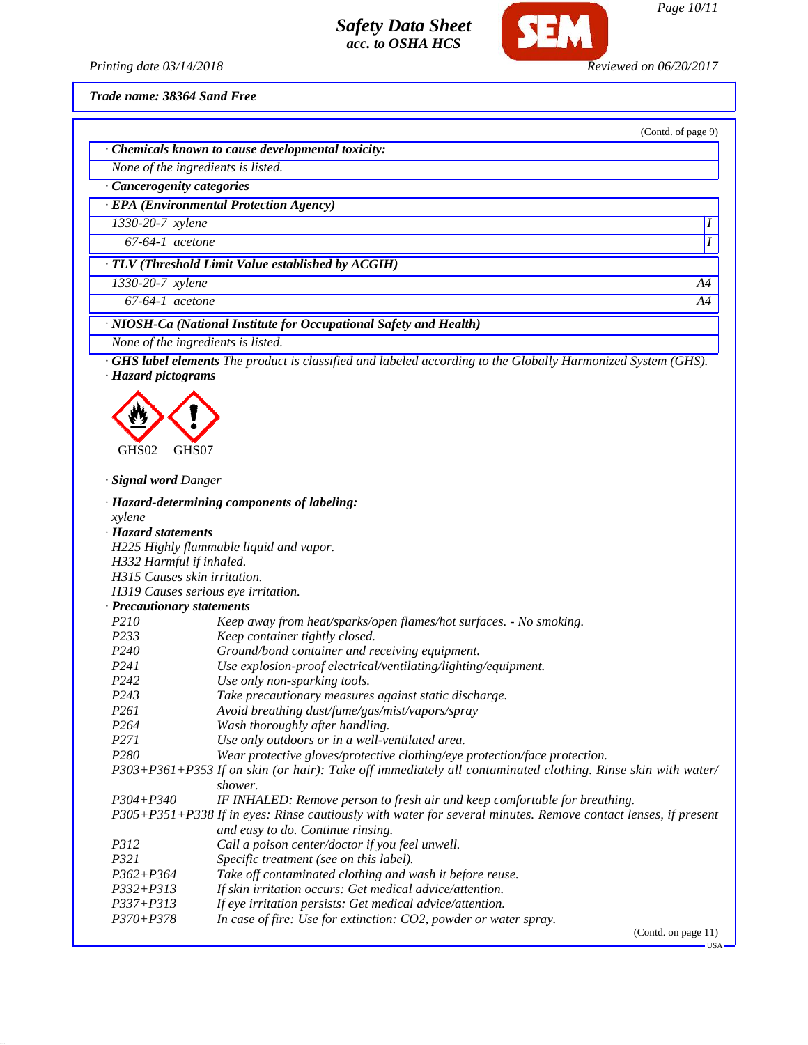**Trade name: 38364 Sand Free**

(Contd. of page 9)

**· Chemicals known to cause developmental toxicity:**

None of the ingredients is listed.

**· Cancerogenity categories**

| **· EPA (Environmental Protection Agency)** | | |
|---|---|---|
| 1330-20-7 | xylene | I |
| 67-64-1 | acetone | I |

| **· TLV (Threshold Limit Value established by ACGIH)** | | |
|---|---|---|
| 1330-20-7 | xylene | A4 |
| 67-64-1 | acetone | A4 |

**· NIOSH-Ca (National Institute for Occupational Safety and Health)**

None of the ingredients is listed.

**· GHS label elements** The product is classified and labeled according to the Globally Harmonized System (GHS).

**· Hazard pictograms**

GHS02 GHS07

**· Signal word** Danger

**· Hazard-determining components of labeling:**

xylene

**· Hazard statements**

H225 Highly flammable liquid and vapor.
H332 Harmful if inhaled.
H315 Causes skin irritation.
H319 Causes serious eye irritation.

**· Precautionary statements**

| | |
|---|---|
| P210 | Keep away from heat/sparks/open flames/hot surfaces. - No smoking. |
| P233 | Keep container tightly closed. |
| P240 | Ground/bond container and receiving equipment. |
| P241 | Use explosion-proof electrical/ventilating/lighting/equipment. |
| P242 | Use only non-sparking tools. |
| P243 | Take precautionary measures against static discharge. |
| P261 | Avoid breathing dust/fume/gas/mist/vapors/spray |
| P264 | Wash thoroughly after handling. |
| P271 | Use only outdoors or in a well-ventilated area. |
| P280 | Wear protective gloves/protective clothing/eye protection/face protection. |
| P303+P361+P353 | If on skin (or hair): Take off immediately all contaminated clothing. Rinse skin with water/shower. |
| P304+P340 | IF INHALED: Remove person to fresh air and keep comfortable for breathing. |
| P305+P351+P338 | If in eyes: Rinse cautiously with water for several minutes. Remove contact lenses, if present and easy to do. Continue rinsing. |
| P312 | Call a poison center/doctor if you feel unwell. |
| P321 | Specific treatment (see on this label). |
| P362+P364 | Take off contaminated clothing and wash it before reuse. |
| P332+P313 | If skin irritation occurs: Get medical advice/attention. |
| P337+P313 | If eye irritation persists: Get medical advice/attention. |
| P370+P378 | In case of fire: Use for extinction: $CO_2$, powder or water spray. |

(Contd. on page 11)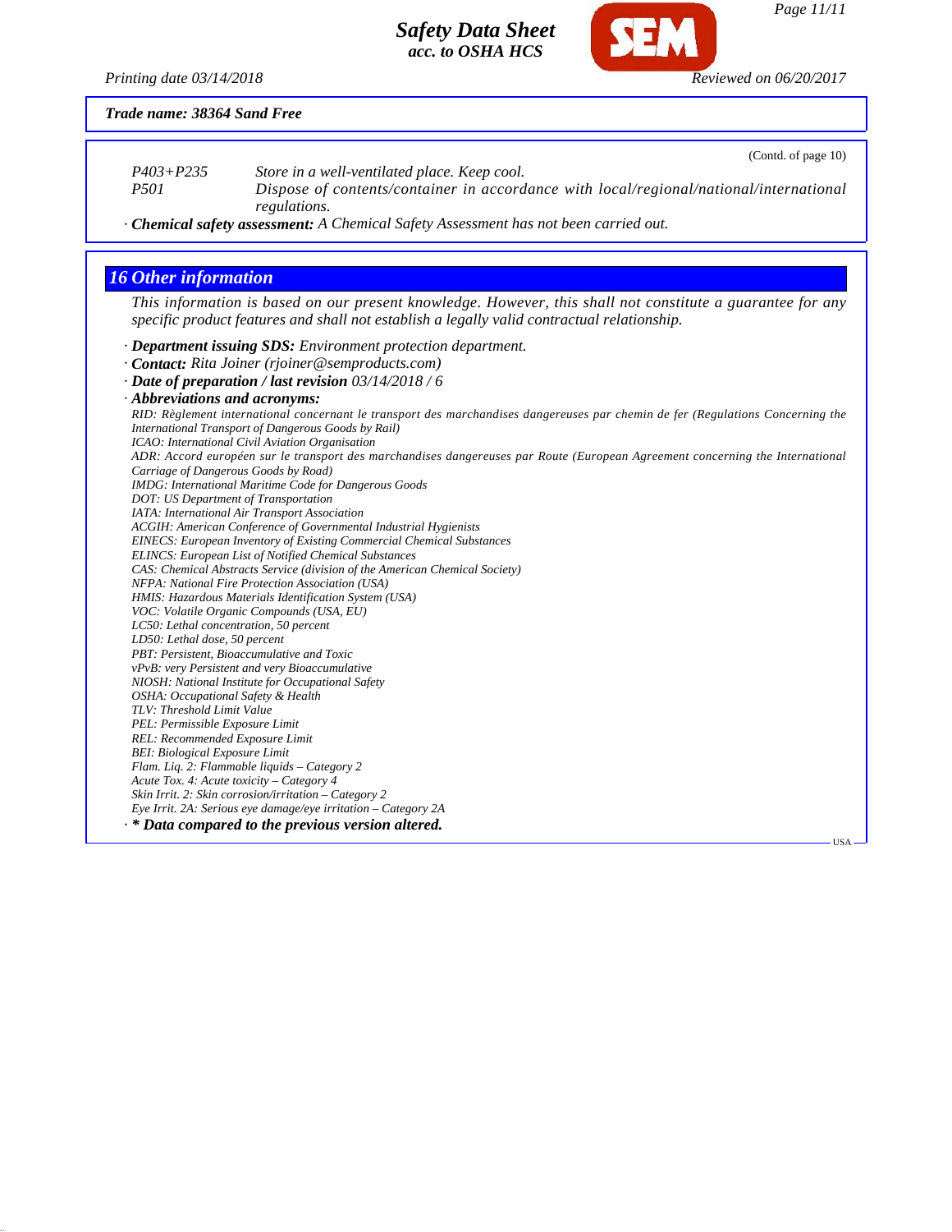**Trade name: 38364 Sand Free**

(Contd. of page 10)

| | |
|---|---|
| P403+P235 | Store in a well-ventilated place. Keep cool. |
| P501 | Dispose of contents/container in accordance with local/regional/national/international regulations. |

· **Chemical safety assessment:** A Chemical Safety Assessment has not been carried out.

## 16 Other information

This information is based on our present knowledge. However, this shall not constitute a guarantee for any specific product features and shall not establish a legally valid contractual relationship.

· **Department issuing SDS:** Environment protection department.
· **Contact:** Rita Joiner (rjoiner@semproducts.com)
· **Date of preparation / last revision** 03/14/2018 / 6
· **Abbreviations and acronyms:**

RID: Règlement international concernant le transport des marchandises dangereuses par chemin de fer (Regulations Concerning the International Transport of Dangerous Goods by Rail)
ICAO: International Civil Aviation Organisation
ADR: Accord européen sur le transport des marchandises dangereuses par Route (European Agreement concerning the International Carriage of Dangerous Goods by Road)
IMDG: International Maritime Code for Dangerous Goods
DOT: US Department of Transportation
IATA: International Air Transport Association
ACGIH: American Conference of Governmental Industrial Hygienists
EINECS: European Inventory of Existing Commercial Chemical Substances
ELINCS: European List of Notified Chemical Substances
CAS: Chemical Abstracts Service (division of the American Chemical Society)
NFPA: National Fire Protection Association (USA)
HMIS: Hazardous Materials Identification System (USA)
VOC: Volatile Organic Compounds (USA, EU)
LC50: Lethal concentration, 50 percent
LD50: Lethal dose, 50 percent
PBT: Persistent, Bioaccumulative and Toxic
vPvB: very Persistent and very Bioaccumulative
NIOSH: National Institute for Occupational Safety
OSHA: Occupational Safety & Health
TLV: Threshold Limit Value
PEL: Permissible Exposure Limit
REL: Recommended Exposure Limit
BEI: Biological Exposure Limit
Flam. Liq. 2: Flammable liquids – Category 2
Acute Tox. 4: Acute toxicity – Category 4
Skin Irrit. 2: Skin corrosion/irritation – Category 2
Eye Irrit. 2A: Serious eye damage/eye irritation – Category 2A

· **\* Data compared to the previous version altered.**

USA